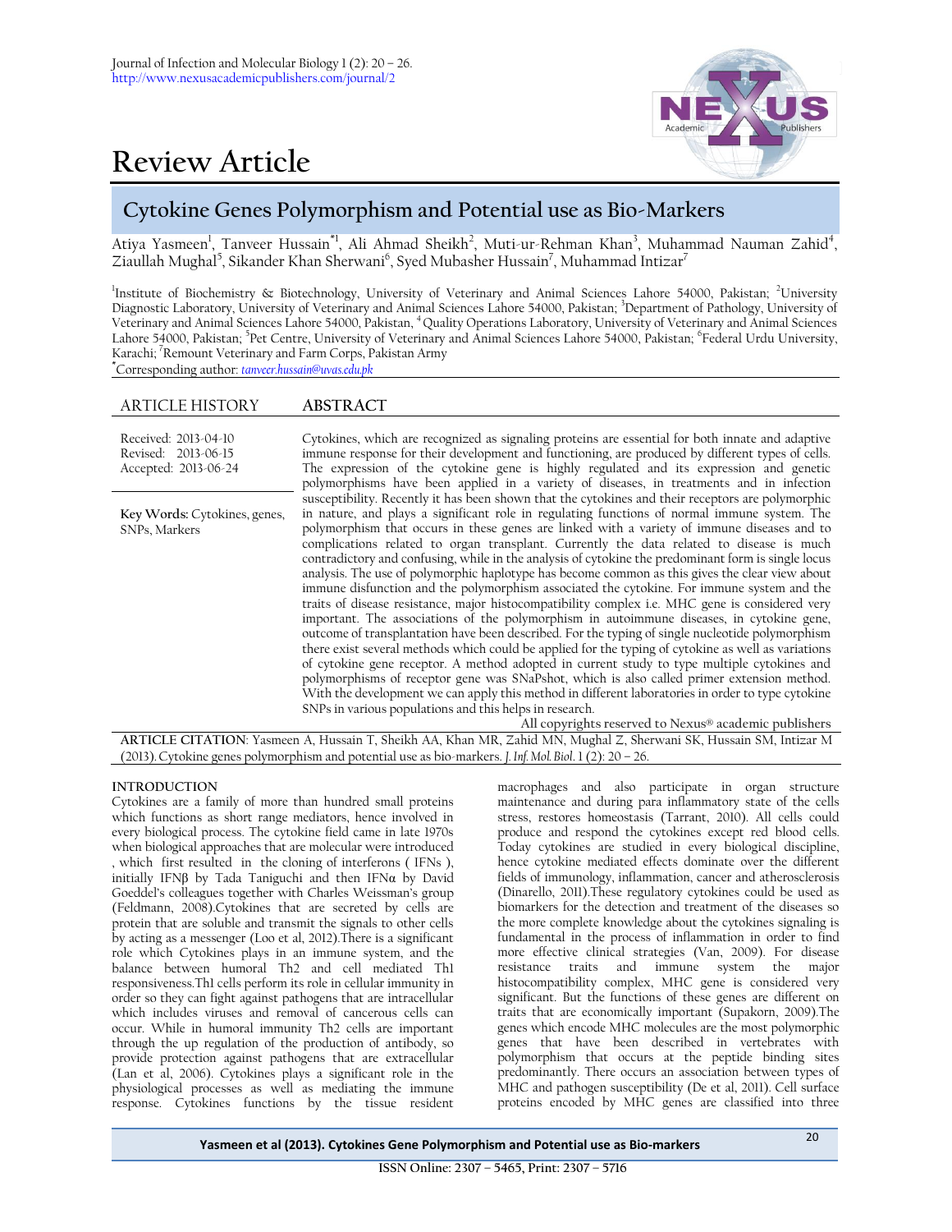# Review Article

## Cytokine Genes Polymorphism and Potential use as Bio-Markers

Atiya Yasmeen[1], Tanveer Hussain[*1], Ali Ahmad Sheikh[2], Muti-ur-Rehman Khan[3], Muhammad Nauman Zahid[4], Ziaullah Mughal[5], Sikander Khan Sherwani[6], Syed Mubasher Hussain[7], Muhammad Intizar[7]

[1]Institute of Biochemistry & Biotechnology, University of Veterinary and Animal Sciences Lahore 54000, Pakistan; [2]University Diagnostic Laboratory, University of Veterinary and Animal Sciences Lahore 54000, Pakistan; [3]Department of Pathology, University of Veterinary and Animal Sciences Lahore 54000, Pakistan, [4]Quality Operations Laboratory, University of Veterinary and Animal Sciences Lahore 54000, Pakistan; [5]Pet Centre, University of Veterinary and Animal Sciences Lahore 54000, Pakistan; [6]Federal Urdu University, Karachi; [7]Remount Veterinary and Farm Corps, Pakistan Army

[*]Corresponding author: tanveer.hussain@uvas.edu.pk

**ARTICLE HISTORY**

Received: 2013-04-10
Revised: 2013-06-15
Accepted: 2013-06-24

**Key Words:** Cytokines, genes, SNPs, Markers

**ABSTRACT**

Cytokines, which are recognized as signaling proteins are essential for both innate and adaptive immune response for their development and functioning, are produced by different types of cells. The expression of the cytokine gene is highly regulated and its expression and genetic polymorphisms have been applied in a variety of diseases, in treatments and in infection susceptibility. Recently it has been shown that the cytokines and their receptors are polymorphic in nature, and plays a significant role in regulating functions of normal immune system. The polymorphism that occurs in these genes are linked with a variety of immune diseases and to complications related to organ transplant. Currently the data related to disease is much contradictory and confusing, while in the analysis of cytokine the predominant form is single locus analysis. The use of polymorphic haplotype has become common as this gives the clear view about immune disfunction and the polymorphism associated the cytokine. For immune system and the traits of disease resistance, major histocompatibility complex i.e. MHC gene is considered very important. The associations of the polymorphism in autoimmune diseases, in cytokine gene, outcome of transplantation have been described. For the typing of single nucleotide polymorphism there exist several methods which could be applied for the typing of cytokine as well as variations of cytokine gene receptor. A method adopted in current study to type multiple cytokines and polymorphisms of receptor gene was SNaPshot, which is also called primer extension method. With the development we can apply this method in different laboratories in order to type cytokine SNPs in various populations and this helps in research.

All copyrights reserved to Nexus® academic publishers

**ARTICLE CITATION**: Yasmeen A, Hussain T, Sheikh AA, Khan MR, Zahid MN, Mughal Z, Sherwani SK, Hussain SM, Intizar M (2013). Cytokine genes polymorphism and potential use as bio-markers. *J. Inf. Mol. Biol*. 1 (2): 20 – 26.

## INTRODUCTION

Cytokines are a family of more than hundred small proteins which functions as short range mediators, hence involved in every biological process. The cytokine field came in late 1970s when biological approaches that are molecular were introduced , which first resulted in the cloning of interferons ( IFNs ), initially IFNβ by Tada Taniguchi and then IFNα by David Goeddel's colleagues together with Charles Weissman's group (Feldmann, 2008).Cytokines that are secreted by cells are protein that are soluble and transmit the signals to other cells by acting as a messenger (Loo et al, 2012).There is a significant role which Cytokines plays in an immune system, and the balance between humoral Th2 and cell mediated Th1 responsiveness.Th1 cells perform its role in cellular immunity in order so they can fight against pathogens that are intracellular which includes viruses and removal of cancerous cells can occur. While in humoral immunity Th2 cells are important through the up regulation of the production of antibody, so provide protection against pathogens that are extracellular (Lan et al, 2006). Cytokines plays a significant role in the physiological processes as well as mediating the immune response. Cytokines functions by the tissue resident macrophages and also participate in organ structure maintenance and during para inflammatory state of the cells stress, restores homeostasis (Tarrant, 2010). All cells could produce and respond the cytokines except red blood cells. Today cytokines are studied in every biological discipline, hence cytokine mediated effects dominate over the different fields of immunology, inflammation, cancer and atherosclerosis (Dinarello, 2011).These regulatory cytokines could be used as biomarkers for the detection and treatment of the diseases so the more complete knowledge about the cytokines signaling is fundamental in the process of inflammation in order to find more effective clinical strategies (Van, 2009). For disease resistance traits and immune system the major histocompatibility complex, MHC gene is considered very significant. But the functions of these genes are different on traits that are economically important (Supakorn, 2009).The genes which encode MHC molecules are the most polymorphic genes that have been described in vertebrates with polymorphism that occurs at the peptide binding sites predominantly. There occurs an association between types of MHC and pathogen susceptibility (De et al, 2011). Cell surface proteins encoded by MHC genes are classified into three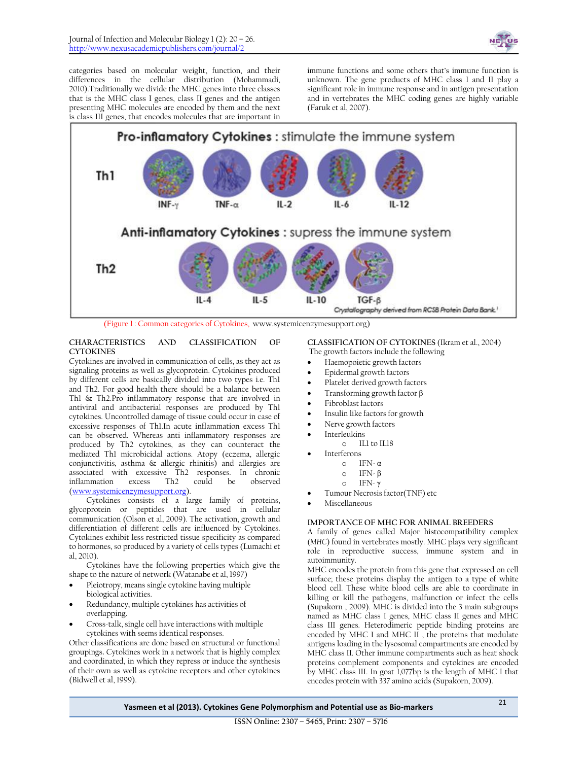categories based on molecular weight, function, and their differences in the cellular distribution (Mohammadi, 2010).Traditionally we divide the MHC genes into three classes that is the MHC class I genes, class II genes and the antigen presenting MHC molecules are encoded by them and the next is class III genes, that encodes molecules that are important in immune functions and some others that's immune function is unknown. The gene products of MHC class I and II play a significant role in immune response and in antigen presentation and in vertebrates the MHC coding genes are highly variable (Faruk et al, 2007).

(Figure 1 : Common categories of Cytokines, www.systemicenzymesupport.org)

## CHARACTERISTICS AND CLASSIFICATION OF CYTOKINES

Cytokines are involved in communication of cells, as they act as signaling proteins as well as glycoprotein. Cytokines produced by different cells are basically divided into two types i.e. Th1 and Th2. For good health there should be a balance between Th1 & Th2.Pro inflammatory response that are involved in antiviral and antibacterial responses are produced by Th1 cytokines. Uncontrolled damage of tissue could occur in case of excessive responses of Th1.In acute inflammation excess Th1 can be observed. Whereas anti inflammatory responses are produced by Th2 cytokines, as they can counteract the mediated Th1 microbicidal actions. Atopy (eczema, allergic conjunctivitis, asthma & allergic rhinitis) and allergies are associated with excessive Th2 responses. In chronic inflammation excess Th2 could be observed (www.systemicenzymesupport.org).

Cytokines consists of a large family of proteins, glycoprotein or peptides that are used in cellular communication (Olson et al, 2009). The activation, growth and differentiation of different cells are influenced by Cytokines. Cytokines exhibit less restricted tissue specificity as compared to hormones, so produced by a variety of cells types (Lumachi et al, 2010).

Cytokines have the following properties which give the shape to the nature of network (Watanabe et al, 1997)

- Pleiotropy, means single cytokine having multiple biological activities.
- Redundancy, multiple cytokines has activities of overlapping.
- Cross-talk, single cell have interactions with multiple cytokines with seems identical responses.

Other classifications are done based on structural or functional groupings. Cytokines work in a network that is highly complex and coordinated, in which they repress or induce the synthesis of their own as well as cytokine receptors and other cytokines (Bidwell et al, 1999).

## CLASSIFICATION OF CYTOKINES (Ikram et al., 2004)

The growth factors include the following

- Haemopoietic growth factors
- Epidermal growth factors
- Platelet derived growth factors
- Transforming growth factor β
- Fibroblast factors
- Insulin like factors for growth
- Nerve growth factors
- Interleukins
  - IL1 to IL18
- Interferons
  - IFN- α
  - IFN- β
  - IFN- γ
- Tumour Necrosis factor(TNF) etc
- Miscellaneous

## IMPORTANCE OF MHC FOR ANIMAL BREEDERS

A family of genes called Major histocompatibility complex (*MHC*) found in vertebrates mostly. MHC plays very significant role in reproductive success, immune system and in autoimmunity.

MHC encodes the protein from this gene that expressed on cell surface; these proteins display the antigen to a type of white blood cell. These white blood cells are able to coordinate in killing or kill the pathogens, malfunction or infect the cells (Supakorn , 2009). MHC is divided into the 3 main subgroups named as MHC class I genes, MHC class II genes and MHC class III genes. Heterodimeric peptide binding proteins are encoded by MHC I and MHC II , the proteins that modulate antigens loading in the lysosomal compartments are encoded by MHC class II. Other immune compartments such as heat shock proteins complement components and cytokines are encoded by MHC class III. In goat 1,077bp is the length of MHC I that encodes protein with 337 amino acids (Supakorn, 2009).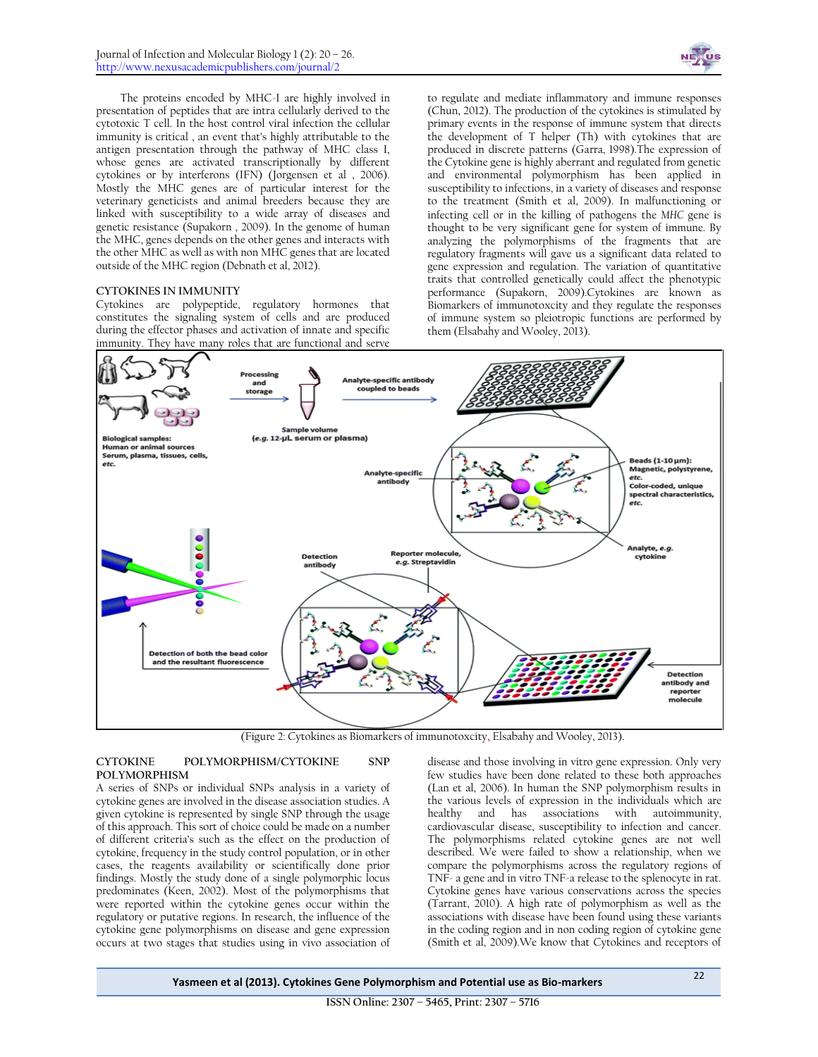The proteins encoded by MHC-I are highly involved in presentation of peptides that are intra cellularly derived to the cytotoxic T cell. In the host control viral infection the cellular immunity is critical , an event that's highly attributable to the antigen presentation through the pathway of MHC class I, whose genes are activated transcriptionally by different cytokines or by interferons (IFN) (Jorgensen et al , 2006). Mostly the MHC genes are of particular interest for the veterinary geneticists and animal breeders because they are linked with susceptibility to a wide array of diseases and genetic resistance (Supakorn , 2009). In the genome of human the MHC, genes depends on the other genes and interacts with the other MHC as well as with non MHC genes that are located outside of the MHC region (Debnath et al, 2012).

## CYTOKINES IN IMMUNITY

Cytokines are polypeptide, regulatory hormones that constitutes the signaling system of cells and are produced during the effector phases and activation of innate and specific immunity. They have many roles that are functional and serve to regulate and mediate inflammatory and immune responses (Chun, 2012). The production of the cytokines is stimulated by primary events in the response of immune system that directs the development of T helper (Th) with cytokines that are produced in discrete patterns (Garra, 1998).The expression of the Cytokine gene is highly aberrant and regulated from genetic and environmental polymorphism has been applied in susceptibility to infections, in a variety of diseases and response to the treatment (Smith et al, 2009). In malfunctioning or infecting cell or in the killing of pathogens the *MHC* gene is thought to be very significant gene for system of immune. By analyzing the polymorphisms of the fragments that are regulatory fragments will gave us a significant data related to gene expression and regulation. The variation of quantitative traits that controlled genetically could affect the phenotypic performance (Supakorn, 2009).Cytokines are known as Biomarkers of immunotoxcity and they regulate the responses of immune system so pleiotropic functions are performed by them (Elsabahy and Wooley, 2013).

(Figure 2: Cytokines as Biomarkers of immunotoxcity, Elsabahy and Wooley, 2013).

## CYTOKINE POLYMORPHISM/CYTOKINE SNP POLYMORPHISM

A series of SNPs or individual SNPs analysis in a variety of cytokine genes are involved in the disease association studies. A given cytokine is represented by single SNP through the usage of this approach. This sort of choice could be made on a number of different criteria's such as the effect on the production of cytokine, frequency in the study control population, or in other cases, the reagents availability or scientifically done prior findings. Mostly the study done of a single polymorphic locus predominates (Keen, 2002). Most of the polymorphisms that were reported within the cytokine genes occur within the regulatory or putative regions. In research, the influence of the cytokine gene polymorphisms on disease and gene expression occurs at two stages that studies using in vivo association of disease and those involving in vitro gene expression. Only very few studies have been done related to these both approaches (Lan et al, 2006). In human the SNP polymorphism results in the various levels of expression in the individuals which are healthy and has associations with autoimmunity, cardiovascular disease, susceptibility to infection and cancer. The polymorphisms related cytokine genes are not well described. We were failed to show a relationship, when we compare the polymorphisms across the regulatory regions of TNF- a gene and in vitro TNF-a release to the splenocyte in rat. Cytokine genes have various conservations across the species (Tarrant, 2010). A high rate of polymorphism as well as the associations with disease have been found using these variants in the coding region and in non coding region of cytokine gene (Smith et al, 2009).We know that Cytokines and receptors of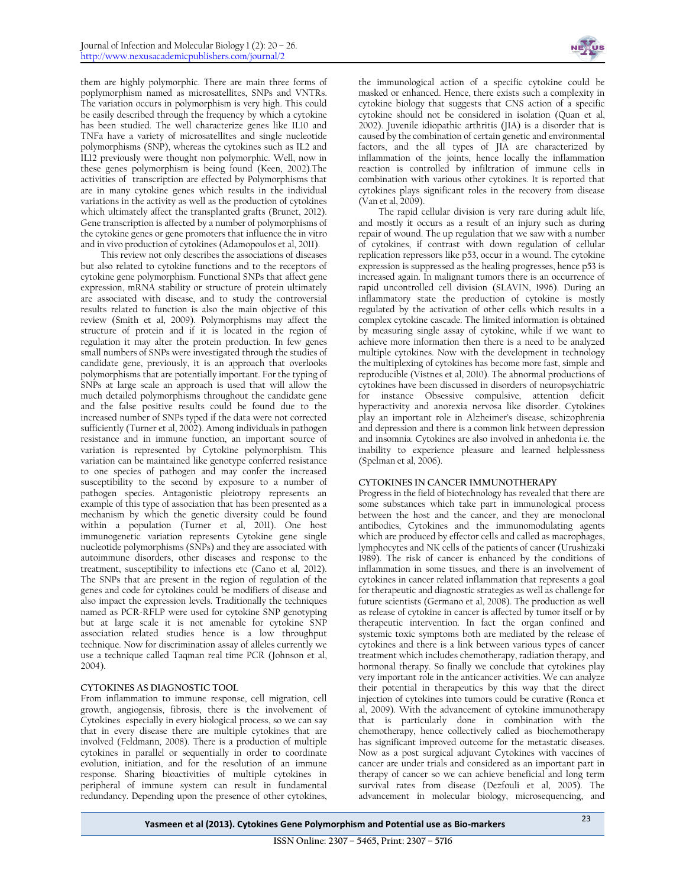them are highly polymorphic. There are main three forms of poplymorphism named as microsatellites, SNPs and VNTRs. The variation occurs in polymorphism is very high. This could be easily described through the frequency by which a cytokine has been studied. The well characterize genes like IL10 and TNFa have a variety of microsatellites and single nucleotide polymorphisms (SNP), whereas the cytokines such as IL2 and IL12 previously were thought non polymorphic. Well, now in these genes polymorphism is being found (Keen, 2002).The activities of transcription are effected by Polymorphisms that are in many cytokine genes which results in the individual variations in the activity as well as the production of cytokines which ultimately affect the transplanted grafts (Brunet, 2012). Gene transcription is affected by a number of polymorphisms of the cytokine genes or gene promoters that influence the in vitro and in vivo production of cytokines (Adamopoulos et al, 2011).

This review not only describes the associations of diseases but also related to cytokine functions and to the receptors of cytokine gene polymorphism. Functional SNPs that affect gene expression, mRNA stability or structure of protein ultimately are associated with disease, and to study the controversial results related to function is also the main objective of this review (Smith et al, 2009). Polymorphisms may affect the structure of protein and if it is located in the region of regulation it may alter the protein production. In few genes small numbers of SNPs were investigated through the studies of candidate gene, previously, it is an approach that overlooks polymorphisms that are potentially important. For the typing of SNPs at large scale an approach is used that will allow the much detailed polymorphisms throughout the candidate gene and the false positive results could be found due to the increased number of SNPs typed if the data were not corrected sufficiently (Turner et al, 2002). Among individuals in pathogen resistance and in immune function, an important source of variation is represented by Cytokine polymorphism. This variation can be maintained like genotype conferred resistance to one species of pathogen and may confer the increased susceptibility to the second by exposure to a number of pathogen species. Antagonistic pleiotropy represents an example of this type of association that has been presented as a mechanism by which the genetic diversity could be found within a population (Turner et al, 2011). One host immunogenetic variation represents Cytokine gene single nucleotide polymorphisms (SNPs) and they are associated with autoimmune disorders, other diseases and response to the treatment, susceptibility to infections etc (Cano et al, 2012). The SNPs that are present in the region of regulation of the genes and code for cytokines could be modifiers of disease and also impact the expression levels. Traditionally the techniques named as PCR-RFLP were used for cytokine SNP genotyping but at large scale it is not amenable for cytokine SNP association related studies hence is a low throughput technique. Now for discrimination assay of alleles currently we use a technique called Taqman real time PCR (Johnson et al, 2004).

**CYTOKINES AS DIAGNOSTIC TOOL**

From inflammation to immune response, cell migration, cell growth, angiogensis, fibrosis, there is the involvement of Cytokines especially in every biological process, so we can say that in every disease there are multiple cytokines that are involved (Feldmann, 2008). There is a production of multiple cytokines in parallel or sequentially in order to coordinate evolution, initiation, and for the resolution of an immune response. Sharing bioactivities of multiple cytokines in peripheral of immune system can result in fundamental redundancy. Depending upon the presence of other cytokines, the immunological action of a specific cytokine could be masked or enhanced. Hence, there exists such a complexity in cytokine biology that suggests that CNS action of a specific cytokine should not be considered in isolation (Quan et al, 2002). Juvenile idiopathic arthritis (JIA) is a disorder that is caused by the combination of certain genetic and environmental factors, and the all types of JIA are characterized by inflammation of the joints, hence locally the inflammation reaction is controlled by infiltration of immune cells in combination with various other cytokines. It is reported that cytokines plays significant roles in the recovery from disease (Van et al, 2009).

The rapid cellular division is very rare during adult life, and mostly it occurs as a result of an injury such as during repair of wound. The up regulation that we saw with a number of cytokines, if contrast with down regulation of cellular replication repressors like p53, occur in a wound. The cytokine expression is suppressed as the healing progresses, hence p53 is increased again. In malignant tumors there is an occurrence of rapid uncontrolled cell division (SLAVIN, 1996). During an inflammatory state the production of cytokine is mostly regulated by the activation of other cells which results in a complex cytokine cascade. The limited information is obtained by measuring single assay of cytokine, while if we want to achieve more information then there is a need to be analyzed multiple cytokines. Now with the development in technology the multiplexing of cytokines has become more fast, simple and reproducible (Vistnes et al, 2010). The abnormal productions of cytokines have been discussed in disorders of neuropsychiatric for instance Obsessive compulsive, attention deficit hyperactivity and anorexia nervosa like disorder. Cytokines play an important role in Alzheimer's disease, schizophrenia and depression and there is a common link between depression and insomnia. Cytokines are also involved in anhedonia i.e. the inability to experience pleasure and learned helplessness (Spelman et al, 2006).

**CYTOKINES IN CANCER IMMUNOTHERAPY**

Progress in the field of biotechnology has revealed that there are some substances which take part in immunological process between the host and the cancer, and they are monoclonal antibodies, Cytokines and the immunomodulating agents which are produced by effector cells and called as macrophages, lymphocytes and NK cells of the patients of cancer (Urushizaki 1989). The risk of cancer is enhanced by the conditions of inflammation in some tissues, and there is an involvement of cytokines in cancer related inflammation that represents a goal for therapeutic and diagnostic strategies as well as challenge for future scientists (Germano et al, 2008). The production as well as release of cytokine in cancer is affected by tumor itself or by therapeutic intervention. In fact the organ confined and systemic toxic symptoms both are mediated by the release of cytokines and there is a link between various types of cancer treatment which includes chemotherapy, radiation therapy, and hormonal therapy. So finally we conclude that cytokines play very important role in the anticancer activities. We can analyze their potential in therapeutics by this way that the direct injection of cytokines into tumors could be curative (Ronca et al, 2009). With the advancement of cytokine immunotherapy that is particularly done in combination with the chemotherapy, hence collectively called as biochemotherapy has significant improved outcome for the metastatic diseases. Now as a post surgical adjuvant Cytokines with vaccines of cancer are under trials and considered as an important part in therapy of cancer so we can achieve beneficial and long term survival rates from disease (Dezfouli et al, 2005). The advancement in molecular biology, microsequencing, and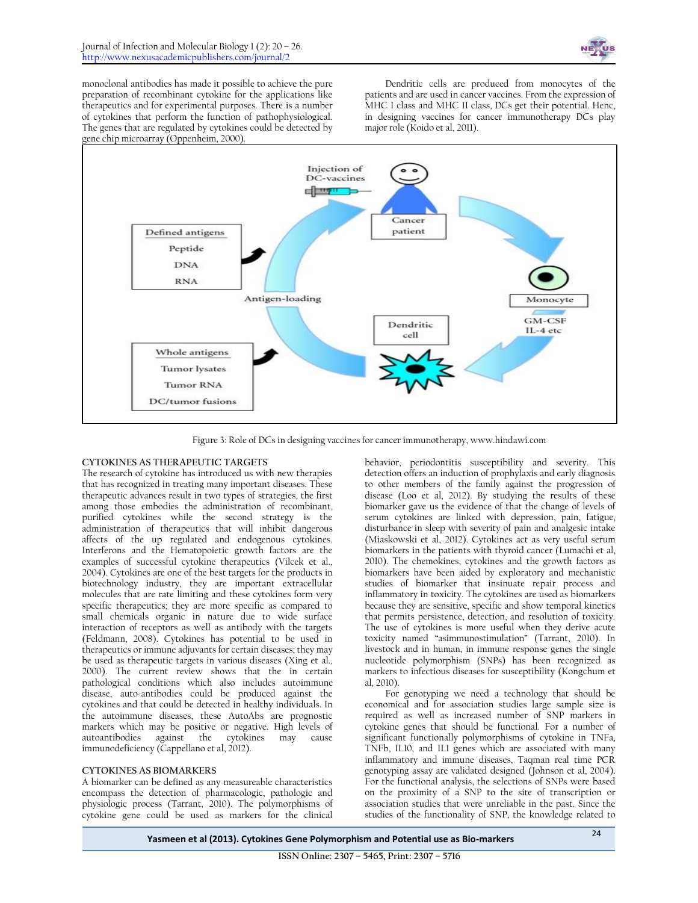monoclonal antibodies has made it possible to achieve the pure preparation of recombinant cytokine for the applications like therapeutics and for experimental purposes. There is a number of cytokines that perform the function of pathophysiological. The genes that are regulated by cytokines could be detected by gene chip microarray (Oppenheim, 2000).

Dendritic cells are produced from monocytes of the patients and are used in cancer vaccines. From the expression of MHC I class and MHC II class, DCs get their potential. Henc, in designing vaccines for cancer immunotherapy DCs play major role (Koido et al, 2011).

Figure 3: Role of DCs in designing vaccines for cancer immunotherapy, www.hindawi.com

## CYTOKINES AS THERAPEUTIC TARGETS

The research of cytokine has introduced us with new therapies that has recognized in treating many important diseases. These therapeutic advances result in two types of strategies, the first among those embodies the administration of recombinant, purified cytokines while the second strategy is the administration of therapeutics that will inhibit dangerous affects of the up regulated and endogenous cytokines. Interferons and the Hematopoietic growth factors are the examples of successful cytokine therapeutics (Vilcek et al., 2004). Cytokines are one of the best targets for the products in biotechnology industry, they are important extracellular molecules that are rate limiting and these cytokines form very specific therapeutics; they are more specific as compared to small chemicals organic in nature due to wide surface interaction of receptors as well as antibody with the targets (Feldmann, 2008). Cytokines has potential to be used in therapeutics or immune adjuvants for certain diseases; they may be used as therapeutic targets in various diseases (Xing et al., 2000). The current review shows that the in certain pathological conditions which also includes autoimmune disease, auto-antibodies could be produced against the cytokines and that could be detected in healthy individuals. In the autoimmune diseases, these AutoAbs are prognostic markers which may be positive or negative. High levels of autoantibodies against the cytokines may cause immunodeficiency (Cappellano et al, 2012).

## CYTOKINES AS BIOMARKERS

A biomarker can be defined as any measureable characteristics encompass the detection of pharmacologic, pathologic and physiologic process (Tarrant, 2010). The polymorphisms of cytokine gene could be used as markers for the clinical behavior, periodontitis susceptibility and severity. This detection offers an induction of prophylaxis and early diagnosis to other members of the family against the progression of disease (Loo et al, 2012). By studying the results of these biomarker gave us the evidence of that the change of levels of serum cytokines are linked with depression, pain, fatigue, disturbance in sleep with severity of pain and analgesic intake (Miaskowski et al, 2012). Cytokines act as very useful serum biomarkers in the patients with thyroid cancer (Lumachi et al, 2010). The chemokines, cytokines and the growth factors as biomarkers have been aided by exploratory and mechanistic studies of biomarker that insinuate repair process and inflammatory in toxicity. The cytokines are used as biomarkers because they are sensitive, specific and show temporal kinetics that permits persistence, detection, and resolution of toxicity. The use of cytokines is more useful when they derive acute toxicity named "asimmunostimulation" (Tarrant, 2010). In livestock and in human, in immune response genes the single nucleotide polymorphism (SNPs) has been recognized as markers to infectious diseases for susceptibility (Kongchum et al, 2010).

For genotyping we need a technology that should be economical and for association studies large sample size is required as well as increased number of SNP markers in cytokine genes that should be functional. For a number of significant functionally polymorphisms of cytokine in TNFa, TNFb, IL10, and IL1 genes which are associated with many inflammatory and immune diseases, Taqman real time PCR genotyping assay are validated designed (Johnson et al, 2004). For the functional analysis, the selections of SNPs were based on the proximity of a SNP to the site of transcription or association studies that were unreliable in the past. Since the studies of the functionality of SNP, the knowledge related to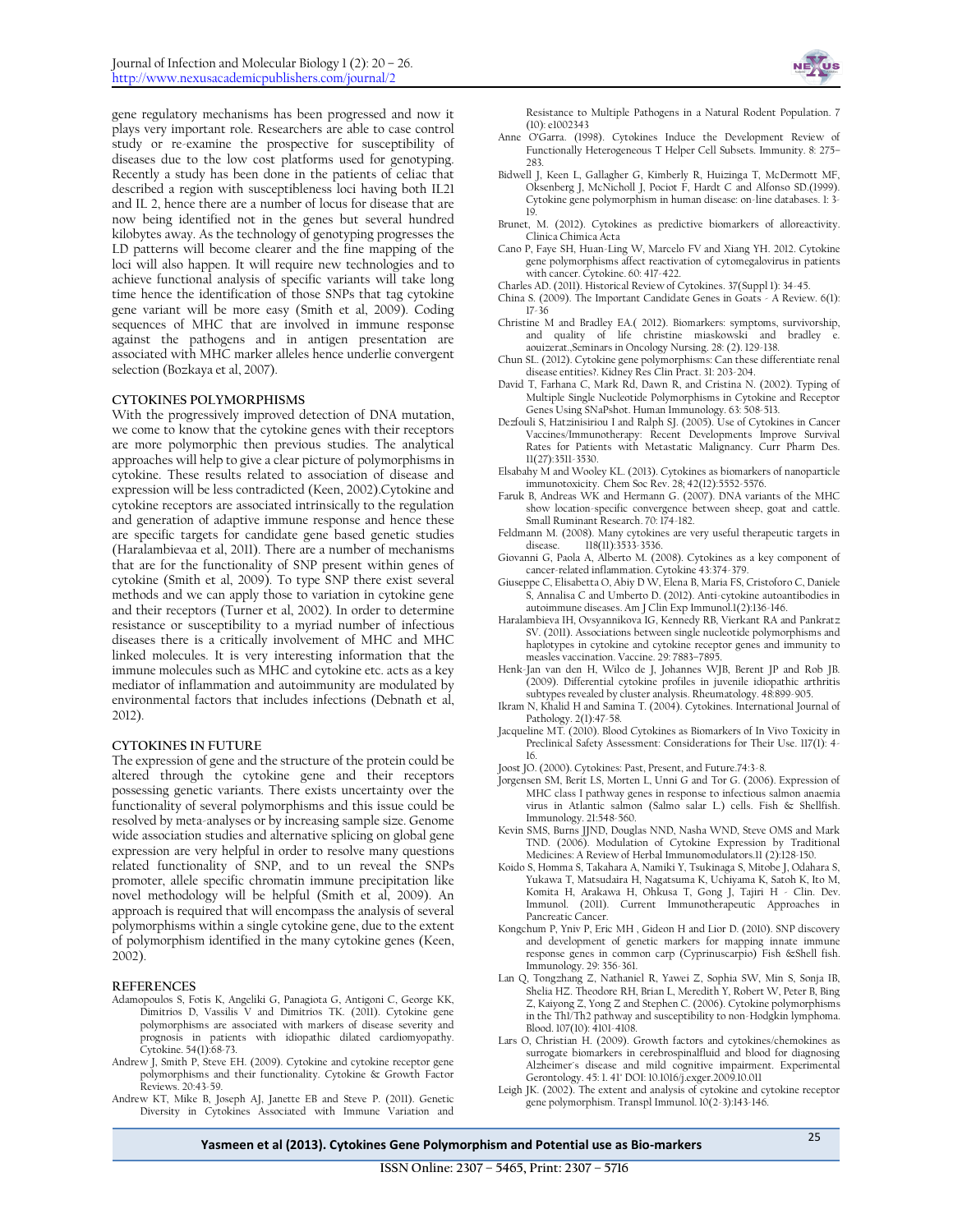gene regulatory mechanisms has been progressed and now it plays very important role. Researchers are able to case control study or re-examine the prospective for susceptibility of diseases due to the low cost platforms used for genotyping. Recently a study has been done in the patients of celiac that described a region with susceptibleness loci having both IL21 and IL 2, hence there are a number of locus for disease that are now being identified not in the genes but several hundred kilobytes away. As the technology of genotyping progresses the LD patterns will become clearer and the fine mapping of the loci will also happen. It will require new technologies and to achieve functional analysis of specific variants will take long time hence the identification of those SNPs that tag cytokine gene variant will be more easy (Smith et al, 2009). Coding sequences of MHC that are involved in immune response against the pathogens and in antigen presentation are associated with MHC marker alleles hence underlie convergent selection (Bozkaya et al, 2007).

## CYTOKINES POLYMORPHISMS

With the progressively improved detection of DNA mutation, we come to know that the cytokine genes with their receptors are more polymorphic then previous studies. The analytical approaches will help to give a clear picture of polymorphisms in cytokine. These results related to association of disease and expression will be less contradicted (Keen, 2002).Cytokine and cytokine receptors are associated intrinsically to the regulation and generation of adaptive immune response and hence these are specific targets for candidate gene based genetic studies (Haralambievaa et al, 2011). There are a number of mechanisms that are for the functionality of SNP present within genes of cytokine (Smith et al, 2009). To type SNP there exist several methods and we can apply those to variation in cytokine gene and their receptors (Turner et al, 2002). In order to determine resistance or susceptibility to a myriad number of infectious diseases there is a critically involvement of MHC and MHC linked molecules. It is very interesting information that the immune molecules such as MHC and cytokine etc. acts as a key mediator of inflammation and autoimmunity are modulated by environmental factors that includes infections (Debnath et al, 2012).

## CYTOKINES IN FUTURE

The expression of gene and the structure of the protein could be altered through the cytokine gene and their receptors possessing genetic variants. There exists uncertainty over the functionality of several polymorphisms and this issue could be resolved by meta-analyses or by increasing sample size. Genome wide association studies and alternative splicing on global gene expression are very helpful in order to resolve many questions related functionality of SNP, and to un reveal the SNPs promoter, allele specific chromatin immune precipitation like novel methodology will be helpful (Smith et al, 2009). An approach is required that will encompass the analysis of several polymorphisms within a single cytokine gene, due to the extent of polymorphism identified in the many cytokine genes (Keen, 2002).

## REFERENCES

Adamopoulos S, Fotis K, Angeliki G, Panagiota G, Antigoni C, George KK, Dimitrios D, Vassilis V and Dimitrios TK. (2011). Cytokine gene polymorphisms are associated with markers of disease severity and prognosis in patients with idiopathic dilated cardiomyopathy. Cytokine. 54(1):68-73.

Andrew J, Smith P, Steve EH. (2009). Cytokine and cytokine receptor gene polymorphisms and their functionality. Cytokine & Growth Factor Reviews. 20:43-59.

Andrew KT, Mike B, Joseph AJ, Janette EB and Steve P. (2011). Genetic Diversity in Cytokines Associated with Immune Variation and Resistance to Multiple Pathogens in a Natural Rodent Population. 7 (10): e1002343

Anne O'Garra. (1998). Cytokines Induce the Development Review of Functionally Heterogeneous T Helper Cell Subsets. Immunity. 8: 275–283.

Bidwell J, Keen L, Gallagher G, Kimberly R, Huizinga T, McDermott MF, Oksenberg J, McNicholl J, Pociot F, Hardt C and Alfonso SD.(1999). Cytokine gene polymorphism in human disease: on-line databases. 1: 3-19.

Brunet, M. (2012). Cytokines as predictive biomarkers of alloreactivity. Clinica Chimica Acta

Cano P, Faye SH, Huan-Ling W, Marcelo FV and Xiang YH. 2012. Cytokine gene polymorphisms affect reactivation of cytomegalovirus in patients with cancer. Cytokine. 60: 417-422.

Charles AD. (2011). Historical Review of Cytokines. 37(Suppl 1): 34-45.

China S. (2009). The Important Candidate Genes in Goats - A Review. 6(1): 17-36

Christine M and Bradley EA.( 2012). Biomarkers: symptoms, survivorship, and quality of life christine miaskowski and bradley e. aouizerat.,Seminars in Oncology Nursing. 28: (2). 129-138.

Chun SL. (2012). Cytokine gene polymorphisms: Can these differentiate renal disease entities?. Kidney Res Clin Pract. 31: 203-204.

David T, Farhana C, Mark Rd, Dawn R, and Cristina N. (2002). Typing of Multiple Single Nucleotide Polymorphisms in Cytokine and Receptor Genes Using SNaPshot. Human Immunology. 63: 508-513.

Dezfouli S, Hatzinisiriou I and Ralph SJ. (2005). Use of Cytokines in Cancer Vaccines/Immunotherapy: Recent Developments Improve Survival Rates for Patients with Metastatic Malignancy. Curr Pharm Des. 11(27):3511-3530.

Elsabahy M and Wooley KL. (2013). Cytokines as biomarkers of nanoparticle immunotoxicity. Chem Soc Rev. 28; 42(12):5552-5576.

Faruk B, Andreas WK and Hermann G. (2007). DNA variants of the MHC show location-specific convergence between sheep, goat and cattle. Small Ruminant Research. 70: 174-182.

Feldmann M. (2008). Many cytokines are very useful therapeutic targets in disease. 118(11):3533-3536.

Giovanni G, Paola A, Alberto M. (2008). Cytokines as a key component of cancer-related inflammation. Cytokine 43:374-379.

Giuseppe C, Elisabetta O, Abiy D W, Elena B, Maria FS, Cristoforo C, Daniele S, Annalisa C and Umberto D. (2012). Anti-cytokine autoantibodies in autoimmune diseases. Am J Clin Exp Immunol.1(2):136-146.

Haralambieva IH, Ovsyannikova IG, Kennedy RB, Vierkant RA and Pankratz SV. (2011). Associations between single nucleotide polymorphisms and haplotypes in cytokine and cytokine receptor genes and immunity to measles vaccination. Vaccine. 29: 7883–7895.

Henk-Jan van den H, Wilco de J, Johannes WJB, Berent JP and Rob JB. (2009). Differential cytokine profiles in juvenile idiopathic arthritis subtypes revealed by cluster analysis. Rheumatology. 48:899-905.

Ikram N, Khalid H and Samina T. (2004). Cytokines. International Journal of Pathology. 2(1):47-58.

Jacqueline MT. (2010). Blood Cytokines as Biomarkers of In Vivo Toxicity in Preclinical Safety Assessment: Considerations for Their Use. 117(1): 4-16.

Joost JO. (2000). Cytokines: Past, Present, and Future.74:3-8.

Jorgensen SM, Berit LS, Morten L, Unni G and Tor G. (2006). Expression of MHC class I pathway genes in response to infectious salmon anaemia virus in Atlantic salmon (Salmo salar L.) cells. Fish & Shellfish. Immunology. 21:548-560.

Kevin SMS, Burns JJND, Douglas NND, Nasha WND, Steve OMS and Mark TND. (2006). Modulation of Cytokine Expression by Traditional Medicines: A Review of Herbal Immunomodulators.11 (2):128-150.

Koido S, Homma S, Takahara A, Namiki Y, Tsukinaga S, Mitobe J, Odahara S, Yukawa T, Matsudaira H, Nagatsuma K, Uchiyama K, Satoh K, Ito M, Komita H, Arakawa H, Ohkusa T, Gong J, Tajiri H - Clin. Dev. Immunol. (2011). Current Immunotherapeutic Approaches in Pancreatic Cancer.

Kongchum P, Yniv P, Eric MH , Gideon H and Lior D. (2010). SNP discovery and development of genetic markers for mapping innate immune response genes in common carp (Cyprinuscarpio) Fish &Shell fish. Immunology. 29: 356-361.

Lan Q, Tongzhang Z, Nathaniel R, Yawei Z, Sophia SW, Min S, Sonja IB, Shelia HZ. Theodore RH, Brian L, Meredith Y, Robert W, Peter B, Bing Z, Kaiyong Z, Yong Z and Stephen C. (2006). Cytokine polymorphisms in the Th1/Th2 pathway and susceptibility to non-Hodgkin lymphoma. Blood. 107(10): 4101-4108.

Lars O, Christian H. (2009). Growth factors and cytokines/chemokines as surrogate biomarkers in cerebrospinalfluid and blood for diagnosing Alzheimer´s disease and mild cognitive impairment. Experimental Gerontology. 45: 1. 41' DOI: 10.1016/j.exger.2009.10.011

Leigh JK. (2002). The extent and analysis of cytokine and cytokine receptor gene polymorphism. Transpl Immunol. 10(2-3):143-146.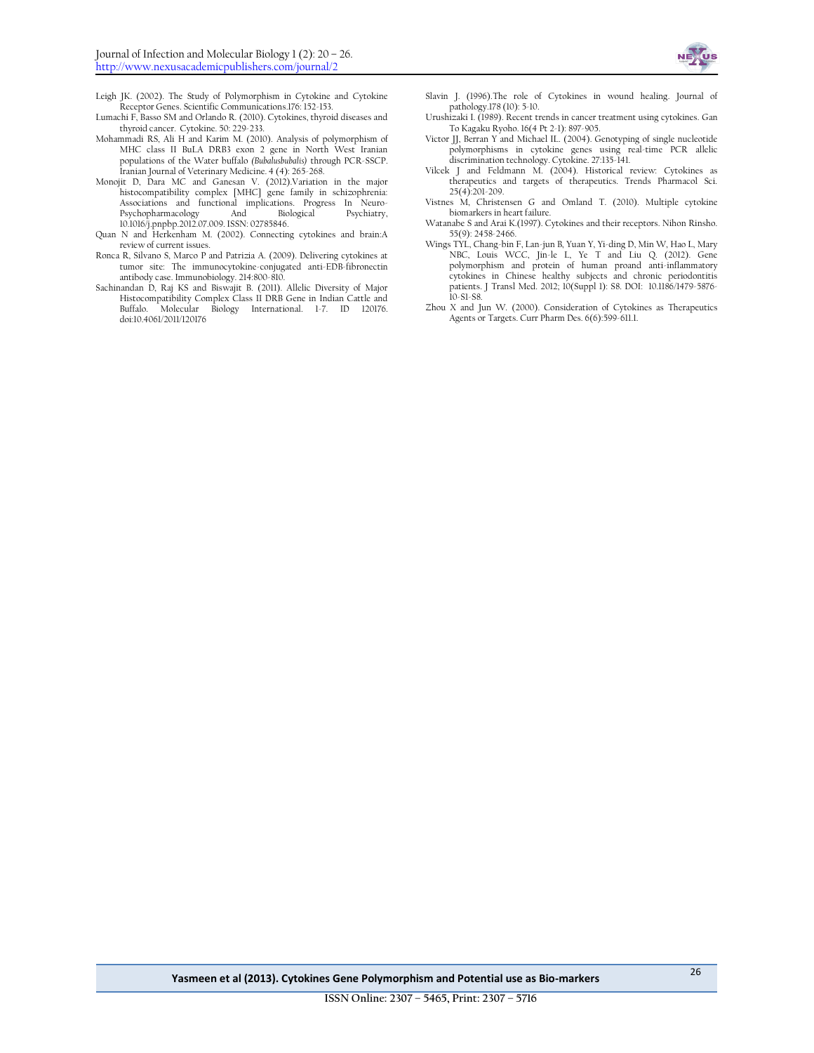Leigh JK. (2002). The Study of Polymorphism in Cytokine and Cytokine Receptor Genes. Scientific Communications.176: 152-153.

Lumachi F, Basso SM and Orlando R. (2010). Cytokines, thyroid diseases and thyroid cancer. Cytokine. 50: 229-233.

Mohammadi RS, Ali H and Karim M. (2010). Analysis of polymorphism of MHC class II BuLA DRB3 exon 2 gene in North West Iranian populations of the Water buffalo *(Bubalusbubalis)* through PCR-SSCP. Iranian Journal of Veterinary Medicine. 4 (4): 265-268.

Monojit D, Dara MC and Ganesan V. (2012).Variation in the major histocompatibility complex [MHC] gene family in schizophrenia: Associations and functional implications. Progress In Neuro-Psychopharmacology And Biological Psychiatry, 10.1016/j.pnpbp.2012.07.009. ISSN: 02785846.

Quan N and Herkenham M. (2002). Connecting cytokines and brain:A review of current issues.

Ronca R, Silvano S, Marco P and Patrizia A. (2009). Delivering cytokines at tumor site: The immunocytokine-conjugated anti-EDB-fibronectin antibody case. Immunobiology. 214:800-810.

Sachinandan D, Raj KS and Biswajit B. (2011). Allelic Diversity of Major Histocompatibility Complex Class II DRB Gene in Indian Cattle and Buffalo. Molecular Biology International. 1-7. ID 120176. doi:10.4061/2011/120176

Slavin J. (1996).The role of Cytokines in wound healing. Journal of pathology.178 (10): 5-10.

Urushizaki I. (1989). Recent trends in cancer treatment using cytokines. Gan To Kagaku Ryoho. 16(4 Pt 2-1): 897-905.

Victor JJ, Berran Y and Michael IL. (2004). Genotyping of single nucleotide polymorphisms in cytokine genes using real-time PCR allelic discrimination technology. Cytokine. 27:135-141.

Vilcek J and Feldmann M. (2004). Historical review: Cytokines as therapeutics and targets of therapeutics. Trends Pharmacol Sci. 25(4):201-209.

Vistnes M, Christensen G and Omland T. (2010). Multiple cytokine biomarkers in heart failure.

Watanabe S and Arai K.(1997). Cytokines and their receptors. Nihon Rinsho. 55(9): 2458-2466.

Wings TYL, Chang-bin F, Lan-jun B, Yuan Y, Yi-ding D, Min W, Hao L, Mary NBC, Louis WCC, Jin-le L, Ye T and Liu Q. (2012). Gene polymorphism and protein of human proand anti-inflammatory cytokines in Chinese healthy subjects and chronic periodontitis patients. J Transl Med. 2012; 10(Suppl 1): S8. DOI: 10.1186/1479-5876-10-S1-S8.

Zhou X and Jun W. (2000). Consideration of Cytokines as Therapeutics Agents or Targets. Curr Pharm Des. 6(6):599-611.1.